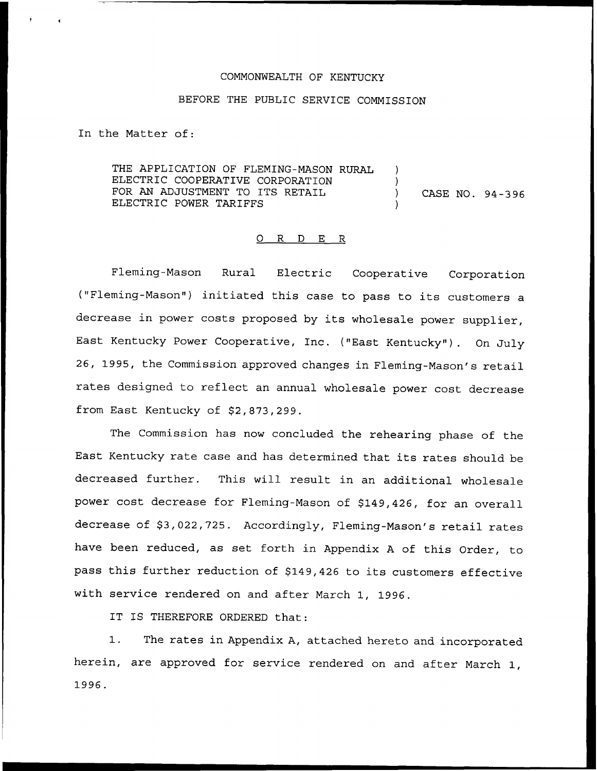COMMONWEALTH OF KENTUCKY

BEFORE THE PUBLIC SERVICE COMMISSION

In the Matter of:

| | | |
|---|---|---|
| THE APPLICATION OF FLEMING-MASON RURAL ELECTRIC COOPERATIVE CORPORATION FOR AN ADJUSTMENT TO ITS RETAIL ELECTRIC POWER TARIFFS | ) ) ) ) | CASE NO. 94-396 |

## O R D E R

Fleming-Mason Rural Electric Cooperative Corporation ("Fleming-Mason") initiated this case to pass to its customers a decrease in power costs proposed by its wholesale power supplier, East Kentucky Power Cooperative, Inc. ("East Kentucky"). On July 26, 1995, the Commission approved changes in Fleming-Mason's retail rates designed to reflect an annual wholesale power cost decrease from East Kentucky of $2,873,299.

The Commission has now concluded the rehearing phase of the East Kentucky rate case and has determined that its rates should be decreased further. This will result in an additional wholesale power cost decrease for Fleming-Mason of $149,426, for an overall decrease of $3,022,725. Accordingly, Fleming-Mason's retail rates have been reduced, as set forth in Appendix A of this Order, to pass this further reduction of $149,426 to its customers effective with service rendered on and after March 1, 1996.

IT IS THEREFORE ORDERED that:

1. The rates in Appendix A, attached hereto and incorporated herein, are approved for service rendered on and after March 1, 1996.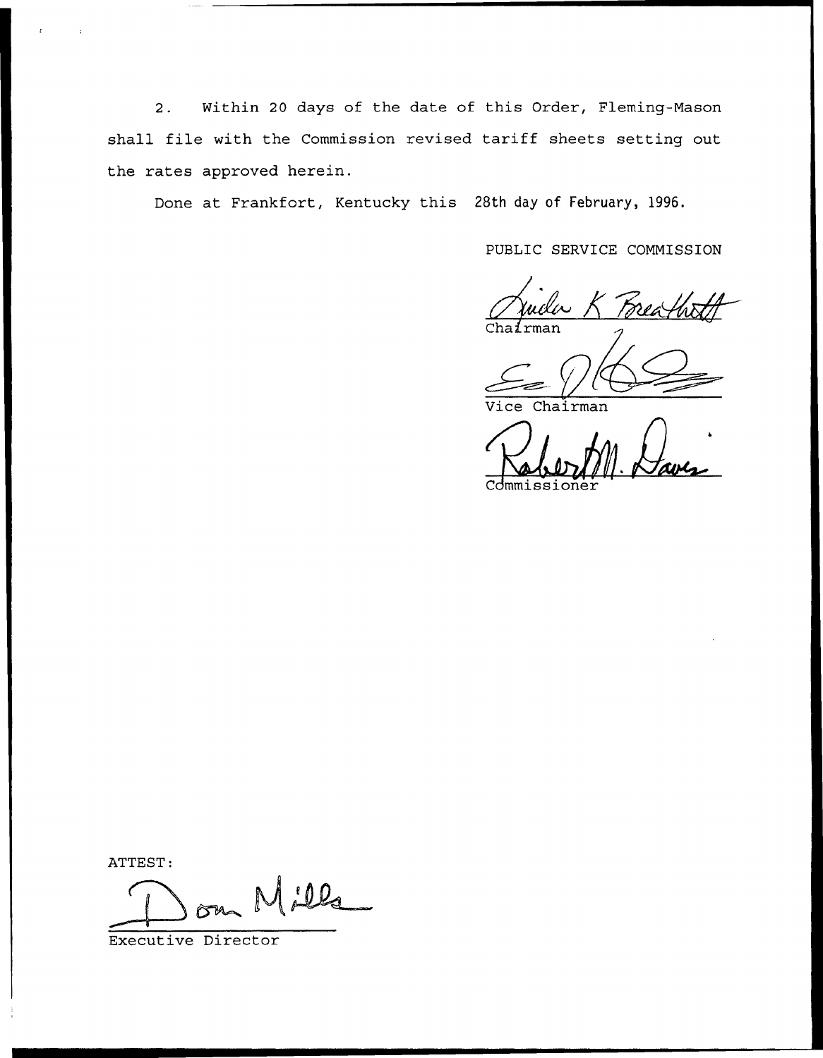2. Within 20 days of the date of this Order, Fleming-Mason shall file with the Commission revised tariff sheets setting out the rates approved herein.

Done at Frankfort, Kentucky this 28th day of February, 1996.

PUBLIC SERVICE COMMISSION

Chairman

Vice Chairman

Commissioner

ATTEST:

Executive Director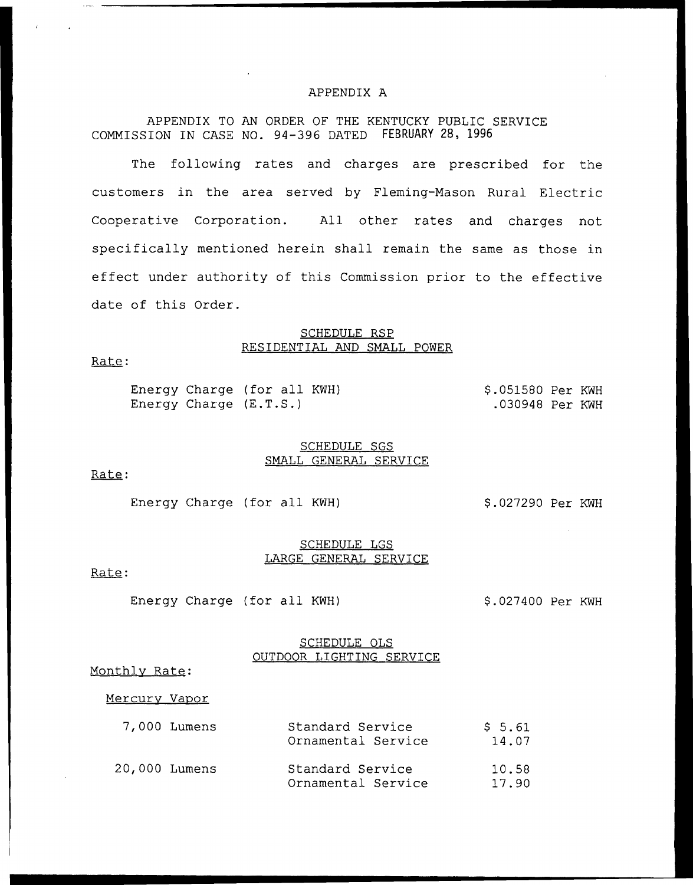# APPENDIX A

APPENDIX TO AN ORDER OF THE KENTUCKY PUBLIC SERVICE COMMISSION IN CASE NO. 94-396 DATED FEBRUARY 28, 1996

The following rates and charges are prescribed for the customers in the area served by Fleming-Mason Rural Electric Cooperative Corporation. All other rates and charges not specifically mentioned herein shall remain the same as those in effect under authority of this Commission prior to the effective date of this Order.

## SCHEDULE RSP
## RESIDENTIAL AND SMALL POWER

Rate:

| | |
|---|---|
| Energy Charge (for all KWH) | $.051580 Per KWH |
| Energy Charge (E.T.S.) | .030948 Per KWH |

## SCHEDULE SGS
## SMALL GENERAL SERVICE

Rate:

| | |
|---|---|
| Energy Charge (for all KWH) | $.027290 Per KWH |

## SCHEDULE LGS
## LARGE GENERAL SERVICE

Rate:

| | |
|---|---|
| Energy Charge (for all KWH) | $.027400 Per KWH |

## SCHEDULE OLS
## OUTDOOR LIGHTING SERVICE

Monthly Rate:

Mercury Vapor

| | | |
|---|---|---|
| 7,000 Lumens | Standard Service | $ 5.61 |
| | Ornamental Service | 14.07 |
| 20,000 Lumens | Standard Service | 10.58 |
| | Ornamental Service | 17.90 |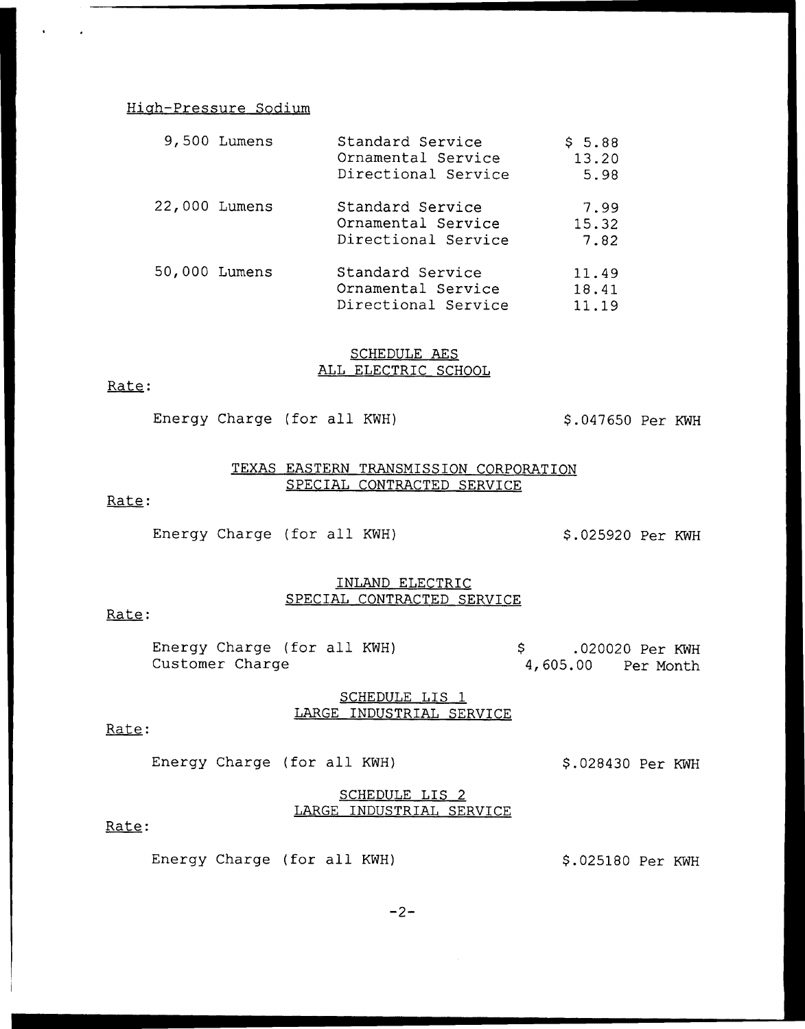High-Pressure Sodium

| | | |
|---|---|---|
| 9,500 Lumens | Standard Service | $ 5.88 |
| | Ornamental Service | 13.20 |
| | Directional Service | 5.98 |
| 22,000 Lumens | Standard Service | 7.99 |
| | Ornamental Service | 15.32 |
| | Directional Service | 7.82 |
| 50,000 Lumens | Standard Service | 11.49 |
| | Ornamental Service | 18.41 |
| | Directional Service | 11.19 |

## SCHEDULE AES
## ALL ELECTRIC SCHOOL

Rate:

Energy Charge (for all KWH) $.047650 Per KWH

## TEXAS EASTERN TRANSMISSION CORPORATION
## SPECIAL CONTRACTED SERVICE

Rate:

Energy Charge (for all KWH) $.025920 Per KWH

## INLAND ELECTRIC
## SPECIAL CONTRACTED SERVICE

Rate:

| | |
|---|---|
| Energy Charge (for all KWH) | $ .020020 Per KWH |
| Customer Charge | 4,605.00 Per Month |

## SCHEDULE LIS 1
## LARGE INDUSTRIAL SERVICE

Rate:

Energy Charge (for all KWH) $.028430 Per KWH

## SCHEDULE LIS 2
## LARGE INDUSTRIAL SERVICE

Rate:

Energy Charge (for all KWH) $.025180 Per KWH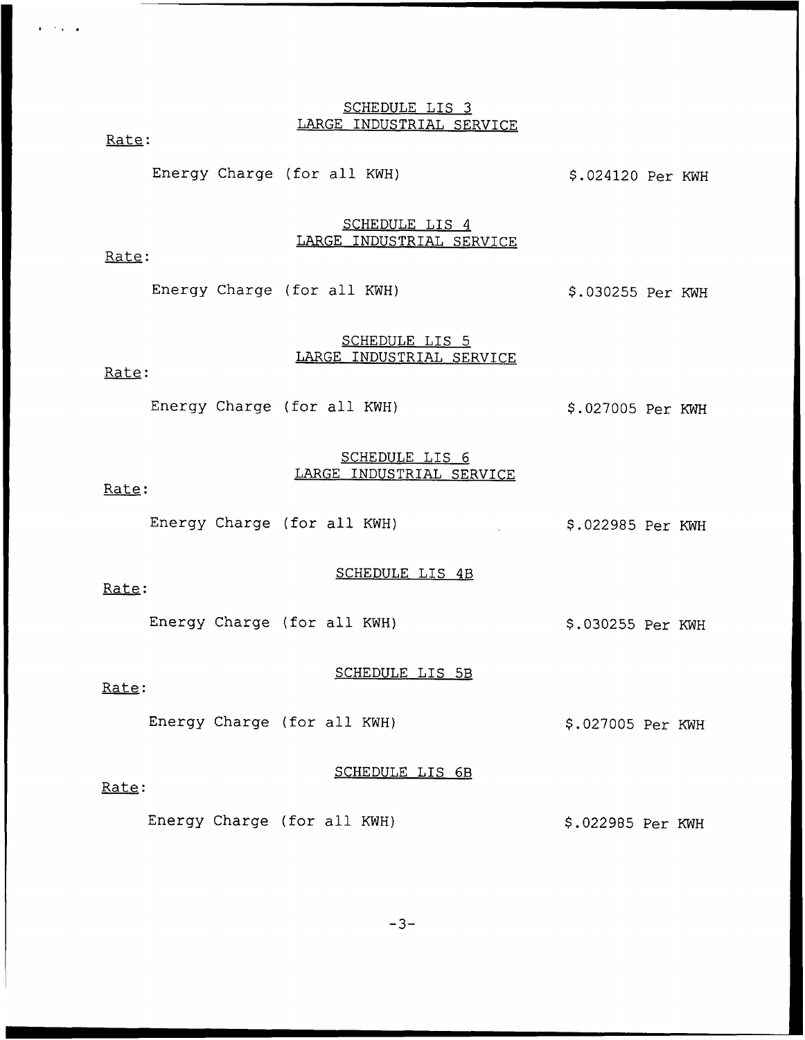## SCHEDULE LIS 3
## LARGE INDUSTRIAL SERVICE

Rate:

Energy Charge (for all KWH) $.024120 Per KWH

## SCHEDULE LIS 4
## LARGE INDUSTRIAL SERVICE

Rate:

Energy Charge (for all KWH) $.030255 Per KWH

## SCHEDULE LIS 5
## LARGE INDUSTRIAL SERVICE

Rate:

Energy Charge (for all KWH) $.027005 Per KWH

## SCHEDULE LIS 6
## LARGE INDUSTRIAL SERVICE

Rate:

Energy Charge (for all KWH) $.022985 Per KWH

## SCHEDULE LIS 4B

Rate:

Energy Charge (for all KWH) $.030255 Per KWH

## SCHEDULE LIS 5B

Rate:

Energy Charge (for all KWH) $.027005 Per KWH

## SCHEDULE LIS 6B

Rate:

Energy Charge (for all KWH) $.022985 Per KWH